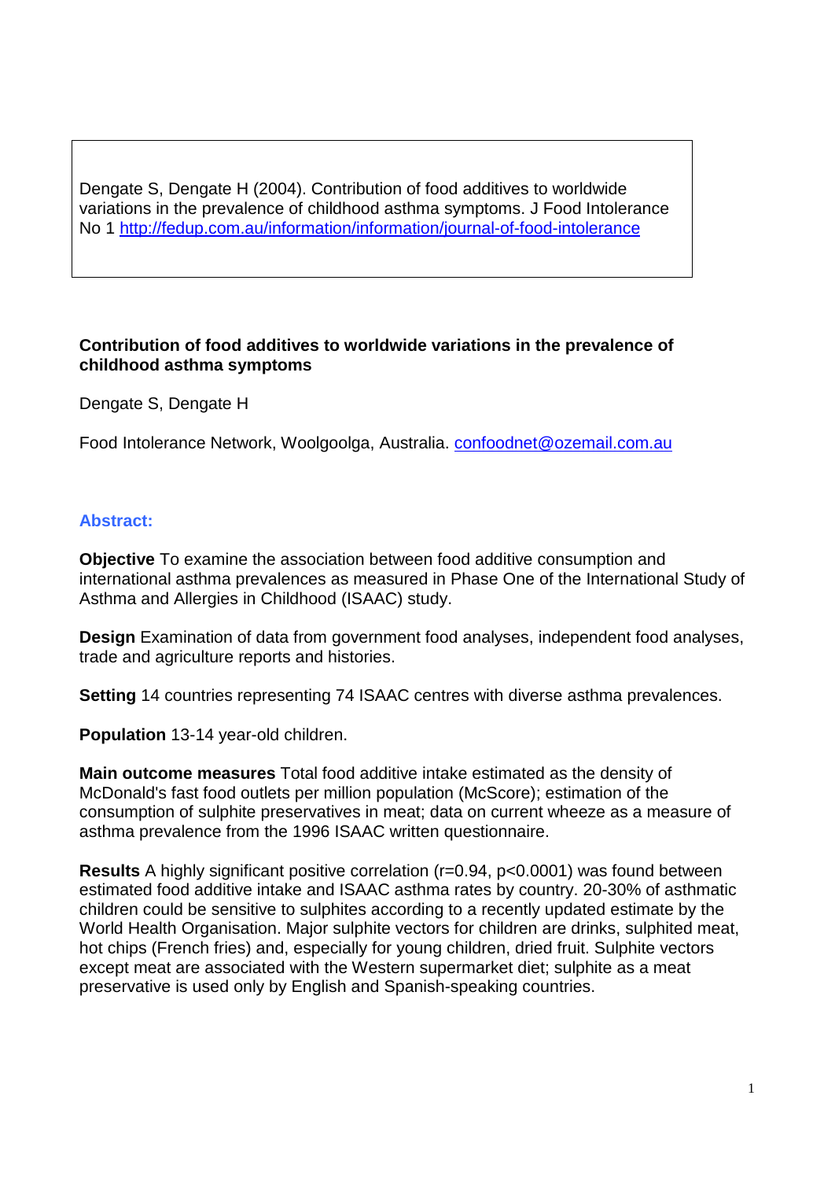Dengate S, Dengate H (2004). Contribution of food additives to worldwide variations in the prevalence of childhood asthma symptoms. J Food Intolerance No 1 http://fedup.com.au/information/information/journal-of-food-intolerance

# Contribution of food additives to worldwide variations in the prevalence of childhood asthma symptoms

Dengate S, Dengate H

Food Intolerance Network, Woolgoolga, Australia. confoodnet@ozemail.com.au

## Abstract:

**Objective** To examine the association between food additive consumption and international asthma prevalences as measured in Phase One of the International Study of Asthma and Allergies in Childhood (ISAAC) study.

**Design** Examination of data from government food analyses, independent food analyses, trade and agriculture reports and histories.

**Setting** 14 countries representing 74 ISAAC centres with diverse asthma prevalences.

**Population** 13-14 year-old children.

**Main outcome measures** Total food additive intake estimated as the density of McDonald's fast food outlets per million population (McScore); estimation of the consumption of sulphite preservatives in meat; data on current wheeze as a measure of asthma prevalence from the 1996 ISAAC written questionnaire.

**Results** A highly significant positive correlation ($r=0.94$, $p<0.0001$) was found between estimated food additive intake and ISAAC asthma rates by country. 20-30% of asthmatic children could be sensitive to sulphites according to a recently updated estimate by the World Health Organisation. Major sulphite vectors for children are drinks, sulphited meat, hot chips (French fries) and, especially for young children, dried fruit. Sulphite vectors except meat are associated with the Western supermarket diet; sulphite as a meat preservative is used only by English and Spanish-speaking countries.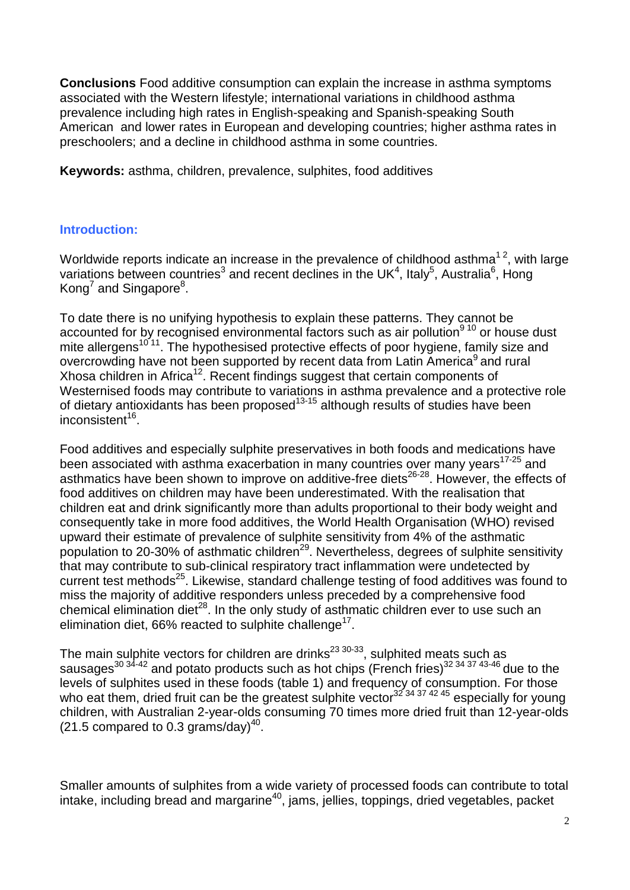**Conclusions** Food additive consumption can explain the increase in asthma symptoms associated with the Western lifestyle; international variations in childhood asthma prevalence including high rates in English-speaking and Spanish-speaking South American and lower rates in European and developing countries; higher asthma rates in preschoolers; and a decline in childhood asthma in some countries.

**Keywords:** asthma, children, prevalence, sulphites, food additives

## Introduction:

Worldwide reports indicate an increase in the prevalence of childhood asthma[1 2], with large variations between countries[3] and recent declines in the UK[4], Italy[5], Australia[6], Hong Kong[7] and Singapore[8].

To date there is no unifying hypothesis to explain these patterns. They cannot be accounted for by recognised environmental factors such as air pollution[9 10] or house dust mite allergens[10 11]. The hypothesised protective effects of poor hygiene, family size and overcrowding have not been supported by recent data from Latin America[9] and rural Xhosa children in Africa[12]. Recent findings suggest that certain components of Westernised foods may contribute to variations in asthma prevalence and a protective role of dietary antioxidants has been proposed[13-15] although results of studies have been inconsistent[16].

Food additives and especially sulphite preservatives in both foods and medications have been associated with asthma exacerbation in many countries over many years[17-25] and asthmatics have been shown to improve on additive-free diets[26-28]. However, the effects of food additives on children may have been underestimated. With the realisation that children eat and drink significantly more than adults proportional to their body weight and consequently take in more food additives, the World Health Organisation (WHO) revised upward their estimate of prevalence of sulphite sensitivity from 4% of the asthmatic population to 20-30% of asthmatic children[29]. Nevertheless, degrees of sulphite sensitivity that may contribute to sub-clinical respiratory tract inflammation were undetected by current test methods[25]. Likewise, standard challenge testing of food additives was found to miss the majority of additive responders unless preceded by a comprehensive food chemical elimination diet[28]. In the only study of asthmatic children ever to use such an elimination diet, 66% reacted to sulphite challenge[17].

The main sulphite vectors for children are drinks[23 30-33], sulphited meats such as sausages[30 34-42] and potato products such as hot chips (French fries)[32 34 37 43-46] due to the levels of sulphites used in these foods (table 1) and frequency of consumption. For those who eat them, dried fruit can be the greatest sulphite vector[32 34 37 42 45] especially for young children, with Australian 2-year-olds consuming 70 times more dried fruit than 12-year-olds (21.5 compared to 0.3 grams/day)[40].

Smaller amounts of sulphites from a wide variety of processed foods can contribute to total intake, including bread and margarine[40], jams, jellies, toppings, dried vegetables, packet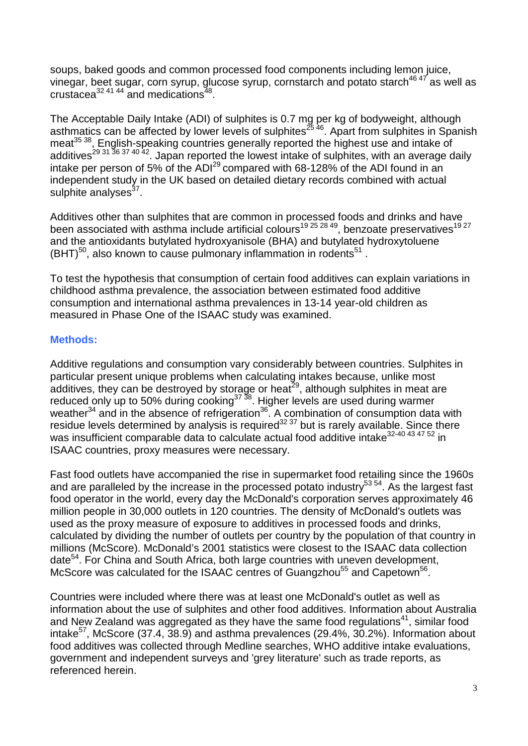soups, baked goods and common processed food components including lemon juice, vinegar, beet sugar, corn syrup, glucose syrup, cornstarch and potato starch[46 47] as well as crustacea[32 41 44] and medications[48].

The Acceptable Daily Intake (ADI) of sulphites is 0.7 mg per kg of bodyweight, although asthmatics can be affected by lower levels of sulphites[25 46]. Apart from sulphites in Spanish meat[35 38], English-speaking countries generally reported the highest use and intake of additives[29 31 36 37 40 42]. Japan reported the lowest intake of sulphites, with an average daily intake per person of 5% of the ADI[29] compared with 68-128% of the ADI found in an independent study in the UK based on detailed dietary records combined with actual sulphite analyses[37].

Additives other than sulphites that are common in processed foods and drinks and have been associated with asthma include artificial colours[19 25 28 49], benzoate preservatives[19 27] and the antioxidants butylated hydroxyanisole (BHA) and butylated hydroxytoluene (BHT)[50], also known to cause pulmonary inflammation in rodents[51].

To test the hypothesis that consumption of certain food additives can explain variations in childhood asthma prevalence, the association between estimated food additive consumption and international asthma prevalences in 13-14 year-old children as measured in Phase One of the ISAAC study was examined.

## Methods:

Additive regulations and consumption vary considerably between countries. Sulphites in particular present unique problems when calculating intakes because, unlike most additives, they can be destroyed by storage or heat[29], although sulphites in meat are reduced only up to 50% during cooking[37 38]. Higher levels are used during warmer weather[34] and in the absence of refrigeration[36]. A combination of consumption data with residue levels determined by analysis is required[32 37] but is rarely available. Since there was insufficient comparable data to calculate actual food additive intake[32-40 43 47 52] in ISAAC countries, proxy measures were necessary.

Fast food outlets have accompanied the rise in supermarket food retailing since the 1960s and are paralleled by the increase in the processed potato industry[53 54]. As the largest fast food operator in the world, every day the McDonald's corporation serves approximately 46 million people in 30,000 outlets in 120 countries. The density of McDonald's outlets was used as the proxy measure of exposure to additives in processed foods and drinks, calculated by dividing the number of outlets per country by the population of that country in millions (McScore). McDonald's 2001 statistics were closest to the ISAAC data collection date[54]. For China and South Africa, both large countries with uneven development, McScore was calculated for the ISAAC centres of Guangzhou[55] and Capetown[56].

Countries were included where there was at least one McDonald's outlet as well as information about the use of sulphites and other food additives. Information about Australia and New Zealand was aggregated as they have the same food regulations[41], similar food intake[57], McScore (37.4, 38.9) and asthma prevalences (29.4%, 30.2%). Information about food additives was collected through Medline searches, WHO additive intake evaluations, government and independent surveys and 'grey literature' such as trade reports, as referenced herein.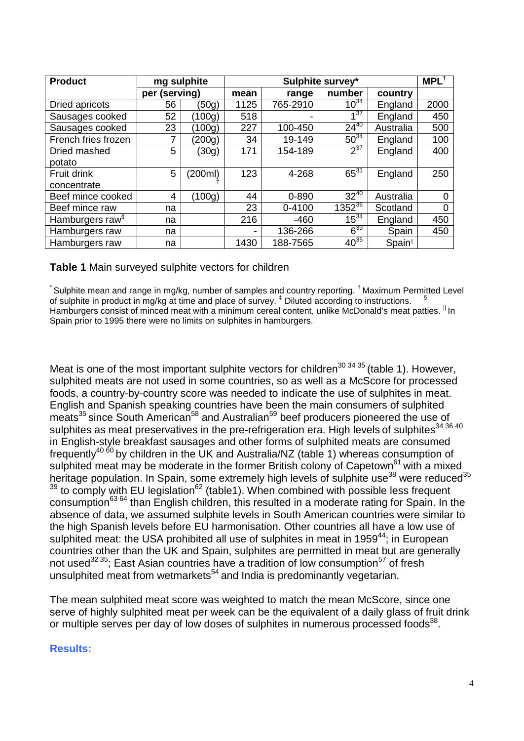| Product | mg sulphite | | Sulphite survey* | | | | MPL[†] |
|---|---|---|---|---|---|---|---|
| | per (serving) | | mean | range | number | country | |
| Dried apricots | 56 | (50g) | 1125 | 765-2910 | 10[34] | England | 2000 |
| Sausages cooked | 52 | (100g) | 518 | - | 1[37] | England | 450 |
| Sausages cooked | 23 | (100g) | 227 | 100-450 | 24[40] | Australia | 500 |
| French fries frozen | 7 | (200g) | 34 | 19-149 | 50[34] | England | 100 |
| Dried mashed potato | 5 | (30g) | 171 | 154-189 | 2[37] | England | 400 |
| Fruit drink concentrate | 5 | (200ml)[‡] | 123 | 4-268 | 65[31] | England | 250 |
| Beef mince cooked | 4 | (100g) | 44 | 0-890 | 32[40] | Australia | 0 |
| Beef mince raw | na | | 23 | 0-4100 | 1352[36] | Scotland | 0 |
| Hamburgers raw[§] | na | | 216 | -460 | 15[34] | England | 450 |
| Hamburgers raw | na | | - | 136-266 | 6[39] | Spain | 450 |
| Hamburgers raw | na | | 1430 | 188-7565 | 40[35] | Spain[‖] | |

**Table 1** Main surveyed sulphite vectors for children

[*] Sulphite mean and range in mg/kg, number of samples and country reporting. [†] Maximum Permitted Level of sulphite in product in mg/kg at time and place of survey. [‡] Diluted according to instructions. [§] Hamburgers consist of minced meat with a minimum cereal content, unlike McDonald's meat patties. [‖] In Spain prior to 1995 there were no limits on sulphites in hamburgers.

Meat is one of the most important sulphite vectors for children[30 34 35] (table 1). However, sulphited meats are not used in some countries, so as well as a McScore for processed foods, a country-by-country score was needed to indicate the use of sulphites in meat. English and Spanish speaking countries have been the main consumers of sulphited meats[35] since South American[58] and Australian[59] beef producers pioneered the use of sulphites as meat preservatives in the pre-refrigeration era. High levels of sulphites[34 36 40] in English-style breakfast sausages and other forms of sulphited meats are consumed frequently[40 60] by children in the UK and Australia/NZ (table 1) whereas consumption of sulphited meat may be moderate in the former British colony of Capetown[61] with a mixed heritage population. In Spain, some extremely high levels of sulphite use[38] were reduced[35 39] to comply with EU legislation[62] (table1). When combined with possible less frequent consumption[63 64] than English children, this resulted in a moderate rating for Spain. In the absence of data, we assumed sulphite levels in South American countries were similar to the high Spanish levels before EU harmonisation. Other countries all have a low use of sulphited meat: the USA prohibited all use of sulphites in meat in 1959[44]; in European countries other than the UK and Spain, sulphites are permitted in meat but are generally not used[32 35]; East Asian countries have a tradition of low consumption[57] of fresh unsulphited meat from wetmarkets[54] and India is predominantly vegetarian.

The mean sulphited meat score was weighted to match the mean McScore, since one serve of highly sulphited meat per week can be the equivalent of a daily glass of fruit drink or multiple serves per day of low doses of sulphites in numerous processed foods[38].

## Results: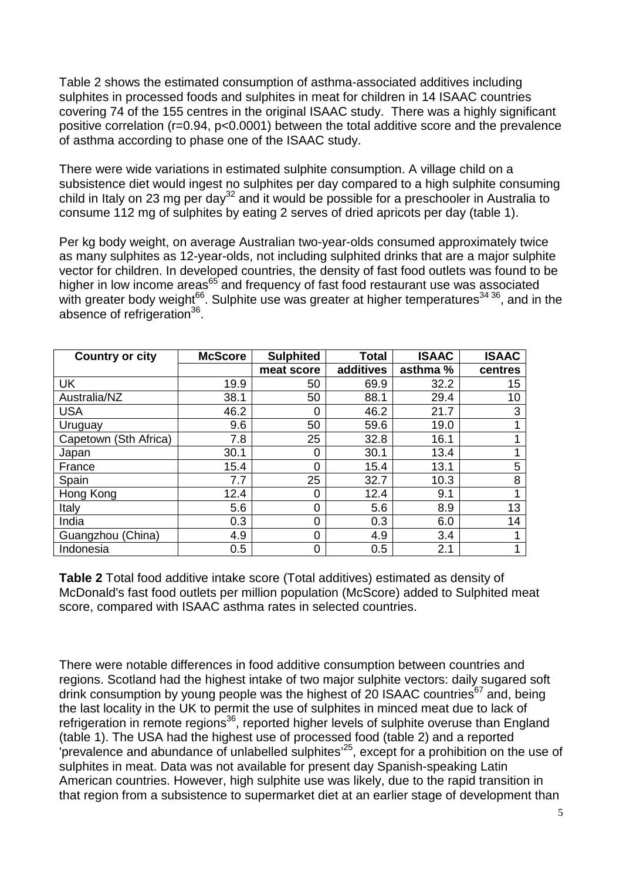Table 2 shows the estimated consumption of asthma-associated additives including sulphites in processed foods and sulphites in meat for children in 14 ISAAC countries covering 74 of the 155 centres in the original ISAAC study. There was a highly significant positive correlation ($r=0.94$, $p<0.0001$) between the total additive score and the prevalence of asthma according to phase one of the ISAAC study.

There were wide variations in estimated sulphite consumption. A village child on a subsistence diet would ingest no sulphites per day compared to a high sulphite consuming child in Italy on 23 mg per day[32] and it would be possible for a preschooler in Australia to consume 112 mg of sulphites by eating 2 serves of dried apricots per day (table 1).

Per kg body weight, on average Australian two-year-olds consumed approximately twice as many sulphites as 12-year-olds, not including sulphited drinks that are a major sulphite vector for children. In developed countries, the density of fast food outlets was found to be higher in low income areas[65] and frequency of fast food restaurant use was associated with greater body weight[66]. Sulphite use was greater at higher temperatures[34 36], and in the absence of refrigeration[36].

| Country or city | McScore | Sulphited meat score | Total additives | ISAAC asthma % | ISAAC centres |
|---|---|---|---|---|---|
| UK | 19.9 | 50 | 69.9 | 32.2 | 15 |
| Australia/NZ | 38.1 | 50 | 88.1 | 29.4 | 10 |
| USA | 46.2 | 0 | 46.2 | 21.7 | 3 |
| Uruguay | 9.6 | 50 | 59.6 | 19.0 | 1 |
| Capetown (Sth Africa) | 7.8 | 25 | 32.8 | 16.1 | 1 |
| Japan | 30.1 | 0 | 30.1 | 13.4 | 1 |
| France | 15.4 | 0 | 15.4 | 13.1 | 5 |
| Spain | 7.7 | 25 | 32.7 | 10.3 | 8 |
| Hong Kong | 12.4 | 0 | 12.4 | 9.1 | 1 |
| Italy | 5.6 | 0 | 5.6 | 8.9 | 13 |
| India | 0.3 | 0 | 0.3 | 6.0 | 14 |
| Guangzhou (China) | 4.9 | 0 | 4.9 | 3.4 | 1 |
| Indonesia | 0.5 | 0 | 0.5 | 2.1 | 1 |

**Table 2** Total food additive intake score (Total additives) estimated as density of McDonald's fast food outlets per million population (McScore) added to Sulphited meat score, compared with ISAAC asthma rates in selected countries.

There were notable differences in food additive consumption between countries and regions. Scotland had the highest intake of two major sulphite vectors: daily sugared soft drink consumption by young people was the highest of 20 ISAAC countries[67] and, being the last locality in the UK to permit the use of sulphites in minced meat due to lack of refrigeration in remote regions[36], reported higher levels of sulphite overuse than England (table 1). The USA had the highest use of processed food (table 2) and a reported 'prevalence and abundance of unlabelled sulphites'[25], except for a prohibition on the use of sulphites in meat. Data was not available for present day Spanish-speaking Latin American countries. However, high sulphite use was likely, due to the rapid transition in that region from a subsistence to supermarket diet at an earlier stage of development than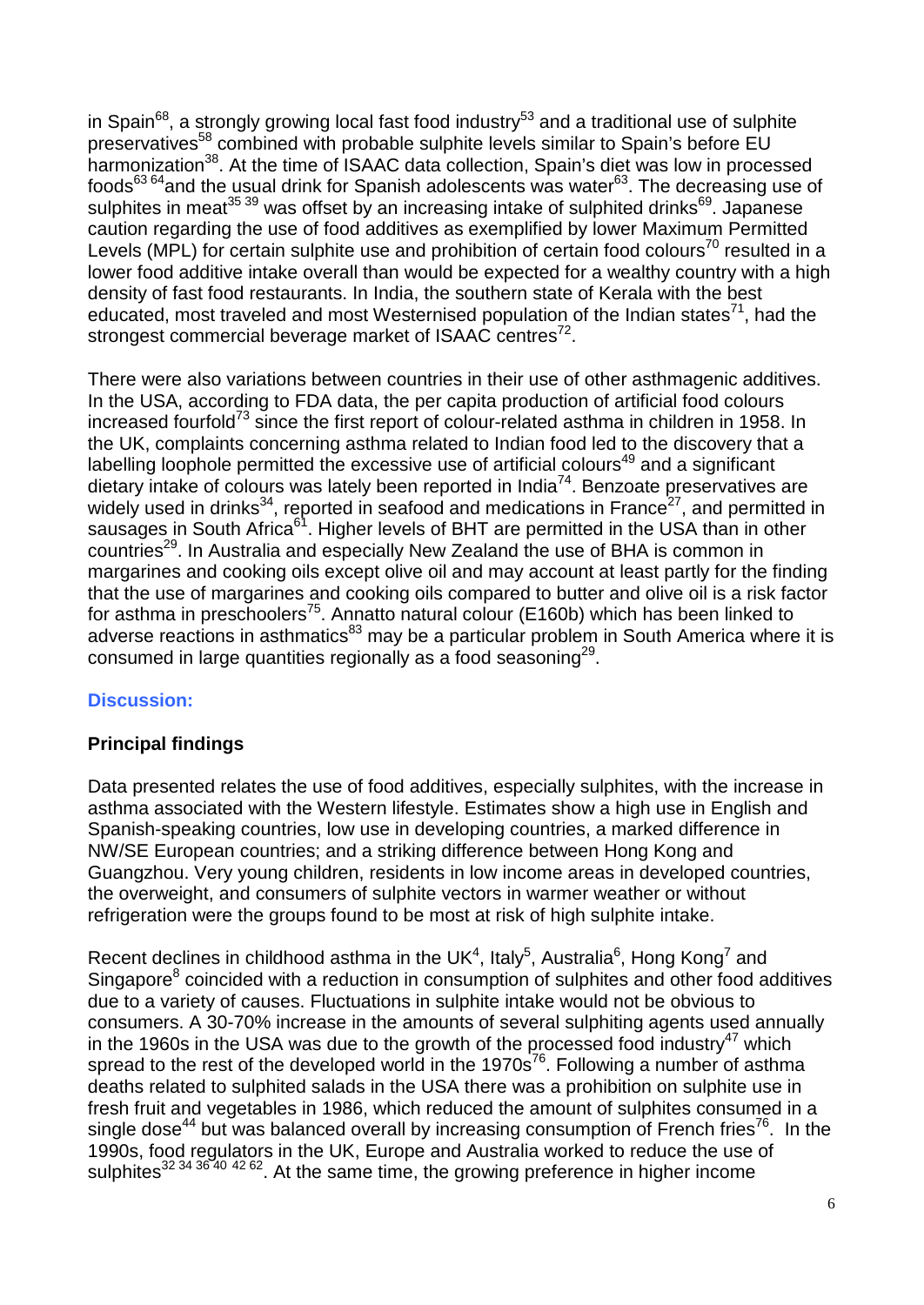in Spain[68], a strongly growing local fast food industry[53] and a traditional use of sulphite preservatives[58] combined with probable sulphite levels similar to Spain's before EU harmonization[38]. At the time of ISAAC data collection, Spain's diet was low in processed foods[63 64]and the usual drink for Spanish adolescents was water[63]. The decreasing use of sulphites in meat[35 39] was offset by an increasing intake of sulphited drinks[69]. Japanese caution regarding the use of food additives as exemplified by lower Maximum Permitted Levels (MPL) for certain sulphite use and prohibition of certain food colours[70] resulted in a lower food additive intake overall than would be expected for a wealthy country with a high density of fast food restaurants. In India, the southern state of Kerala with the best educated, most traveled and most Westernised population of the Indian states[71], had the strongest commercial beverage market of ISAAC centres[72].

There were also variations between countries in their use of other asthmagenic additives. In the USA, according to FDA data, the per capita production of artificial food colours increased fourfold[73] since the first report of colour-related asthma in children in 1958. In the UK, complaints concerning asthma related to Indian food led to the discovery that a labelling loophole permitted the excessive use of artificial colours[49] and a significant dietary intake of colours was lately been reported in India[74]. Benzoate preservatives are widely used in drinks[34], reported in seafood and medications in France[27], and permitted in sausages in South Africa[61]. Higher levels of BHT are permitted in the USA than in other countries[29]. In Australia and especially New Zealand the use of BHA is common in margarines and cooking oils except olive oil and may account at least partly for the finding that the use of margarines and cooking oils compared to butter and olive oil is a risk factor for asthma in preschoolers[75]. Annatto natural colour (E160b) which has been linked to adverse reactions in asthmatics[83] may be a particular problem in South America where it is consumed in large quantities regionally as a food seasoning[29].

## Discussion:

### Principal findings

Data presented relates the use of food additives, especially sulphites, with the increase in asthma associated with the Western lifestyle. Estimates show a high use in English and Spanish-speaking countries, low use in developing countries, a marked difference in NW/SE European countries; and a striking difference between Hong Kong and Guangzhou. Very young children, residents in low income areas in developed countries, the overweight, and consumers of sulphite vectors in warmer weather or without refrigeration were the groups found to be most at risk of high sulphite intake.

Recent declines in childhood asthma in the UK[4], Italy[5], Australia[6], Hong Kong[7] and Singapore[8] coincided with a reduction in consumption of sulphites and other food additives due to a variety of causes. Fluctuations in sulphite intake would not be obvious to consumers. A 30-70% increase in the amounts of several sulphiting agents used annually in the 1960s in the USA was due to the growth of the processed food industry[47] which spread to the rest of the developed world in the 1970s[76]. Following a number of asthma deaths related to sulphited salads in the USA there was a prohibition on sulphite use in fresh fruit and vegetables in 1986, which reduced the amount of sulphites consumed in a single dose[44] but was balanced overall by increasing consumption of French fries[76]. In the 1990s, food regulators in the UK, Europe and Australia worked to reduce the use of sulphites[32 34 36 40 42 62]. At the same time, the growing preference in higher income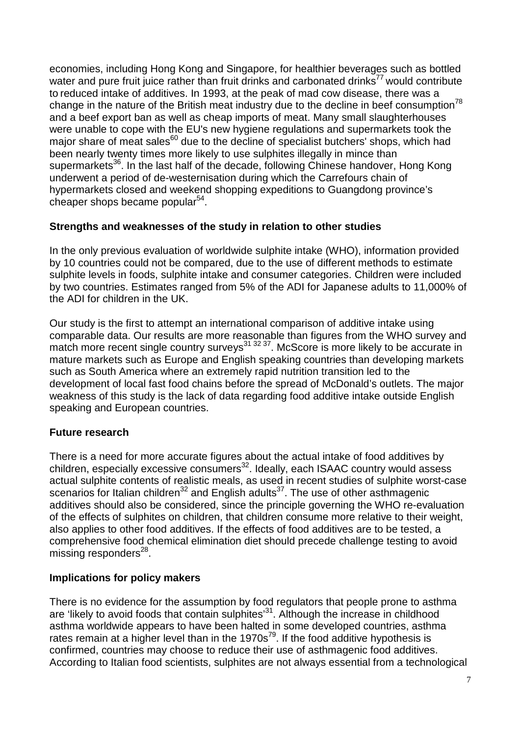economies, including Hong Kong and Singapore, for healthier beverages such as bottled water and pure fruit juice rather than fruit drinks and carbonated drinks[77] would contribute to reduced intake of additives. In 1993, at the peak of mad cow disease, there was a change in the nature of the British meat industry due to the decline in beef consumption[78] and a beef export ban as well as cheap imports of meat. Many small slaughterhouses were unable to cope with the EU's new hygiene regulations and supermarkets took the major share of meat sales[60] due to the decline of specialist butchers' shops, which had been nearly twenty times more likely to use sulphites illegally in mince than supermarkets[36]. In the last half of the decade, following Chinese handover, Hong Kong underwent a period of de-westernisation during which the Carrefours chain of hypermarkets closed and weekend shopping expeditions to Guangdong province's cheaper shops became popular[54].

**Strengths and weaknesses of the study in relation to other studies**

In the only previous evaluation of worldwide sulphite intake (WHO), information provided by 10 countries could not be compared, due to the use of different methods to estimate sulphite levels in foods, sulphite intake and consumer categories. Children were included by two countries. Estimates ranged from 5% of the ADI for Japanese adults to 11,000% of the ADI for children in the UK.

Our study is the first to attempt an international comparison of additive intake using comparable data. Our results are more reasonable than figures from the WHO survey and match more recent single country surveys[31 32 37]. McScore is more likely to be accurate in mature markets such as Europe and English speaking countries than developing markets such as South America where an extremely rapid nutrition transition led to the development of local fast food chains before the spread of McDonald's outlets. The major weakness of this study is the lack of data regarding food additive intake outside English speaking and European countries.

**Future research**

There is a need for more accurate figures about the actual intake of food additives by children, especially excessive consumers[32]. Ideally, each ISAAC country would assess actual sulphite contents of realistic meals, as used in recent studies of sulphite worst-case scenarios for Italian children[32] and English adults[37]. The use of other asthmagenic additives should also be considered, since the principle governing the WHO re-evaluation of the effects of sulphites on children, that children consume more relative to their weight, also applies to other food additives. If the effects of food additives are to be tested, a comprehensive food chemical elimination diet should precede challenge testing to avoid missing responders[28].

**Implications for policy makers**

There is no evidence for the assumption by food regulators that people prone to asthma are 'likely to avoid foods that contain sulphites'[31]. Although the increase in childhood asthma worldwide appears to have been halted in some developed countries, asthma rates remain at a higher level than in the 1970s[79]. If the food additive hypothesis is confirmed, countries may choose to reduce their use of asthmagenic food additives. According to Italian food scientists, sulphites are not always essential from a technological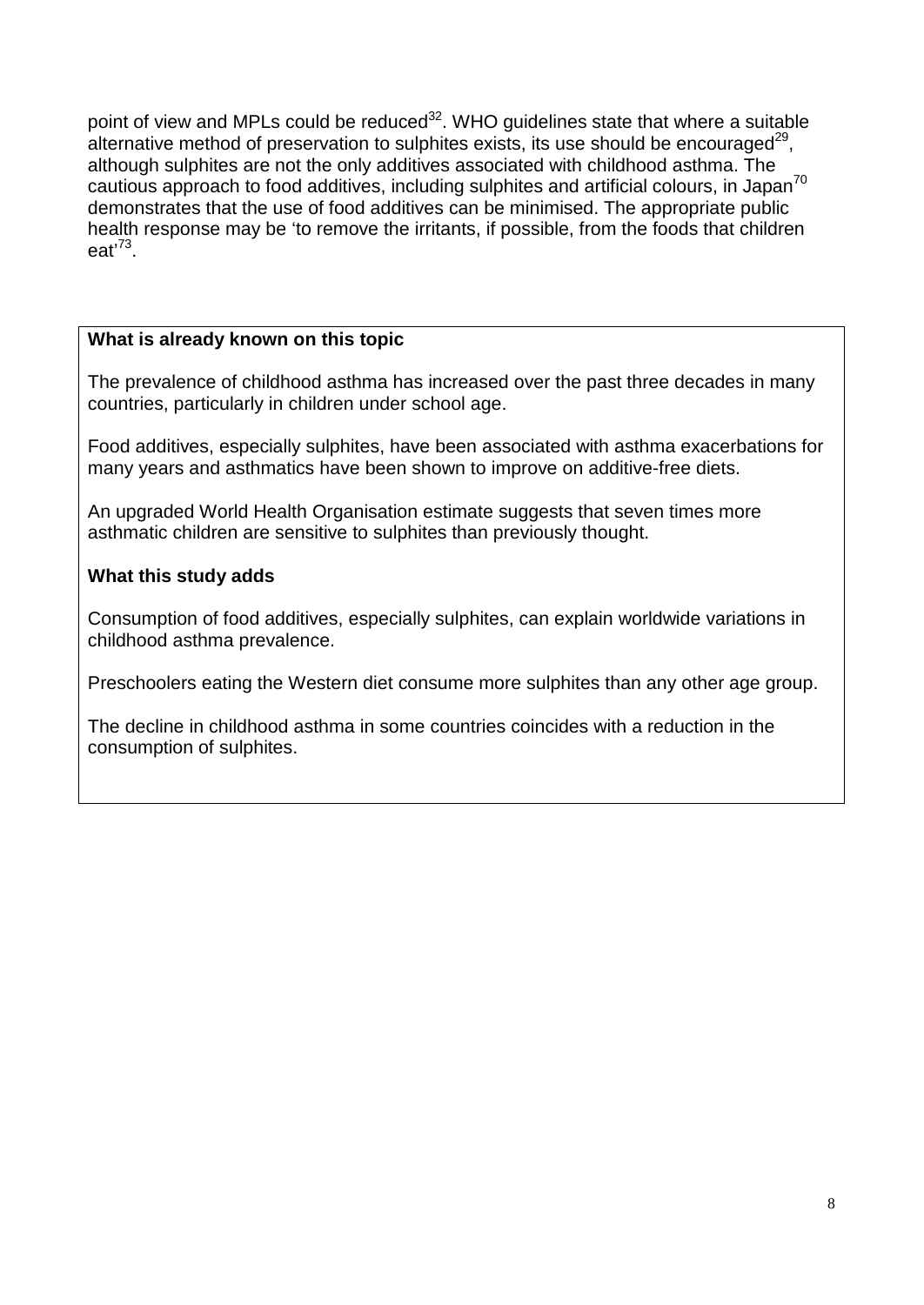point of view and MPLs could be reduced[32]. WHO guidelines state that where a suitable alternative method of preservation to sulphites exists, its use should be encouraged[29], although sulphites are not the only additives associated with childhood asthma. The cautious approach to food additives, including sulphites and artificial colours, in Japan[70] demonstrates that the use of food additives can be minimised. The appropriate public health response may be 'to remove the irritants, if possible, from the foods that children eat'[73].

**What is already known on this topic**

The prevalence of childhood asthma has increased over the past three decades in many countries, particularly in children under school age.

Food additives, especially sulphites, have been associated with asthma exacerbations for many years and asthmatics have been shown to improve on additive-free diets.

An upgraded World Health Organisation estimate suggests that seven times more asthmatic children are sensitive to sulphites than previously thought.

**What this study adds**

Consumption of food additives, especially sulphites, can explain worldwide variations in childhood asthma prevalence.

Preschoolers eating the Western diet consume more sulphites than any other age group.

The decline in childhood asthma in some countries coincides with a reduction in the consumption of sulphites.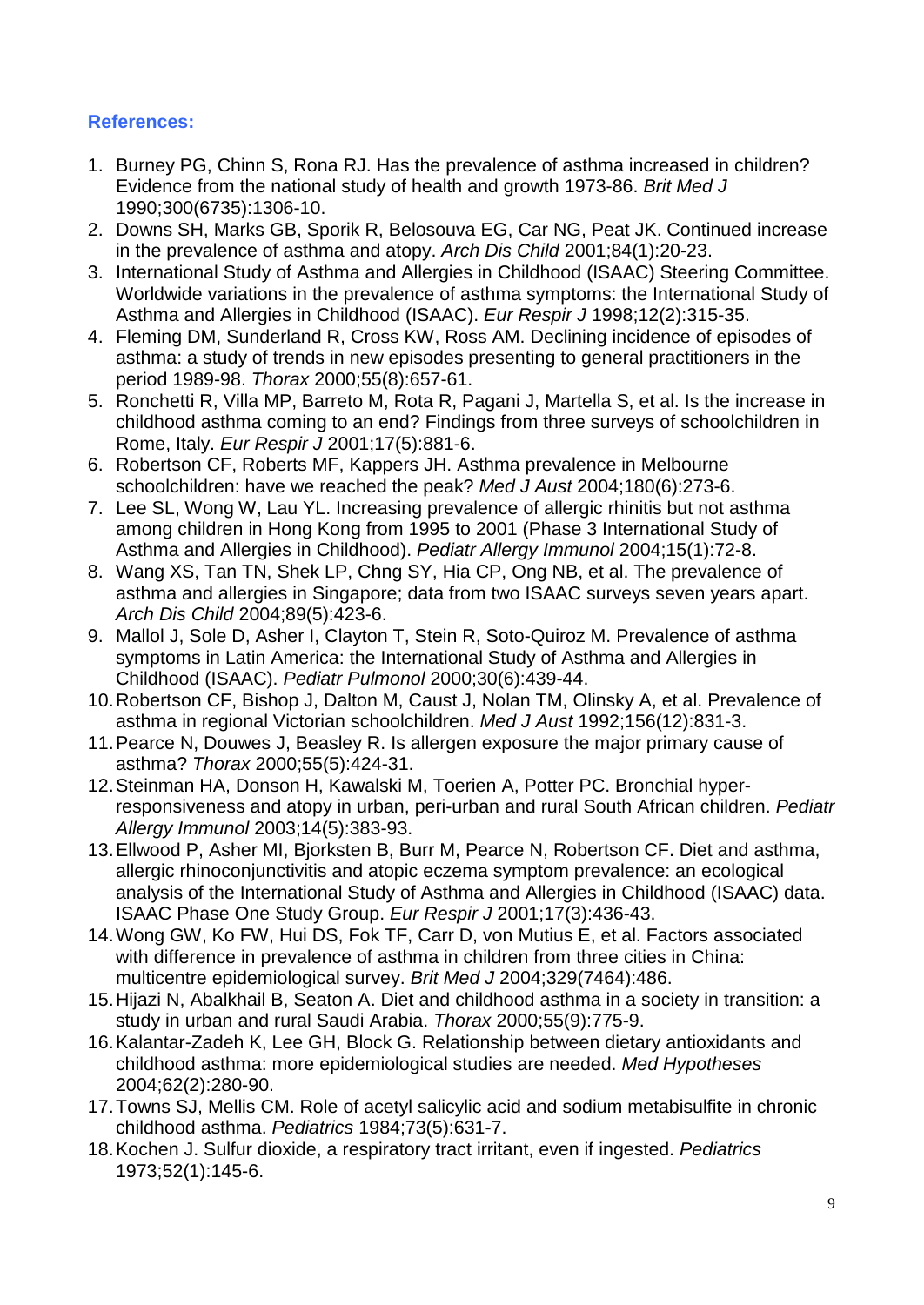## References:

1. Burney PG, Chinn S, Rona RJ. Has the prevalence of asthma increased in children? Evidence from the national study of health and growth 1973-86. *Brit Med J* 1990;300(6735):1306-10.
2. Downs SH, Marks GB, Sporik R, Belosouva EG, Car NG, Peat JK. Continued increase in the prevalence of asthma and atopy. *Arch Dis Child* 2001;84(1):20-23.
3. International Study of Asthma and Allergies in Childhood (ISAAC) Steering Committee. Worldwide variations in the prevalence of asthma symptoms: the International Study of Asthma and Allergies in Childhood (ISAAC). *Eur Respir J* 1998;12(2):315-35.
4. Fleming DM, Sunderland R, Cross KW, Ross AM. Declining incidence of episodes of asthma: a study of trends in new episodes presenting to general practitioners in the period 1989-98. *Thorax* 2000;55(8):657-61.
5. Ronchetti R, Villa MP, Barreto M, Rota R, Pagani J, Martella S, et al. Is the increase in childhood asthma coming to an end? Findings from three surveys of schoolchildren in Rome, Italy. *Eur Respir J* 2001;17(5):881-6.
6. Robertson CF, Roberts MF, Kappers JH. Asthma prevalence in Melbourne schoolchildren: have we reached the peak? *Med J Aust* 2004;180(6):273-6.
7. Lee SL, Wong W, Lau YL. Increasing prevalence of allergic rhinitis but not asthma among children in Hong Kong from 1995 to 2001 (Phase 3 International Study of Asthma and Allergies in Childhood). *Pediatr Allergy Immunol* 2004;15(1):72-8.
8. Wang XS, Tan TN, Shek LP, Chng SY, Hia CP, Ong NB, et al. The prevalence of asthma and allergies in Singapore; data from two ISAAC surveys seven years apart. *Arch Dis Child* 2004;89(5):423-6.
9. Mallol J, Sole D, Asher I, Clayton T, Stein R, Soto-Quiroz M. Prevalence of asthma symptoms in Latin America: the International Study of Asthma and Allergies in Childhood (ISAAC). *Pediatr Pulmonol* 2000;30(6):439-44.
10. Robertson CF, Bishop J, Dalton M, Caust J, Nolan TM, Olinsky A, et al. Prevalence of asthma in regional Victorian schoolchildren. *Med J Aust* 1992;156(12):831-3.
11. Pearce N, Douwes J, Beasley R. Is allergen exposure the major primary cause of asthma? *Thorax* 2000;55(5):424-31.
12. Steinman HA, Donson H, Kawalski M, Toerien A, Potter PC. Bronchial hyper-responsiveness and atopy in urban, peri-urban and rural South African children. *Pediatr Allergy Immunol* 2003;14(5):383-93.
13. Ellwood P, Asher MI, Bjorksten B, Burr M, Pearce N, Robertson CF. Diet and asthma, allergic rhinoconjunctivitis and atopic eczema symptom prevalence: an ecological analysis of the International Study of Asthma and Allergies in Childhood (ISAAC) data. ISAAC Phase One Study Group. *Eur Respir J* 2001;17(3):436-43.
14. Wong GW, Ko FW, Hui DS, Fok TF, Carr D, von Mutius E, et al. Factors associated with difference in prevalence of asthma in children from three cities in China: multicentre epidemiological survey. *Brit Med J* 2004;329(7464):486.
15. Hijazi N, Abalkhail B, Seaton A. Diet and childhood asthma in a society in transition: a study in urban and rural Saudi Arabia. *Thorax* 2000;55(9):775-9.
16. Kalantar-Zadeh K, Lee GH, Block G. Relationship between dietary antioxidants and childhood asthma: more epidemiological studies are needed. *Med Hypotheses* 2004;62(2):280-90.
17. Towns SJ, Mellis CM. Role of acetyl salicylic acid and sodium metabisulfite in chronic childhood asthma. *Pediatrics* 1984;73(5):631-7.
18. Kochen J. Sulfur dioxide, a respiratory tract irritant, even if ingested. *Pediatrics* 1973;52(1):145-6.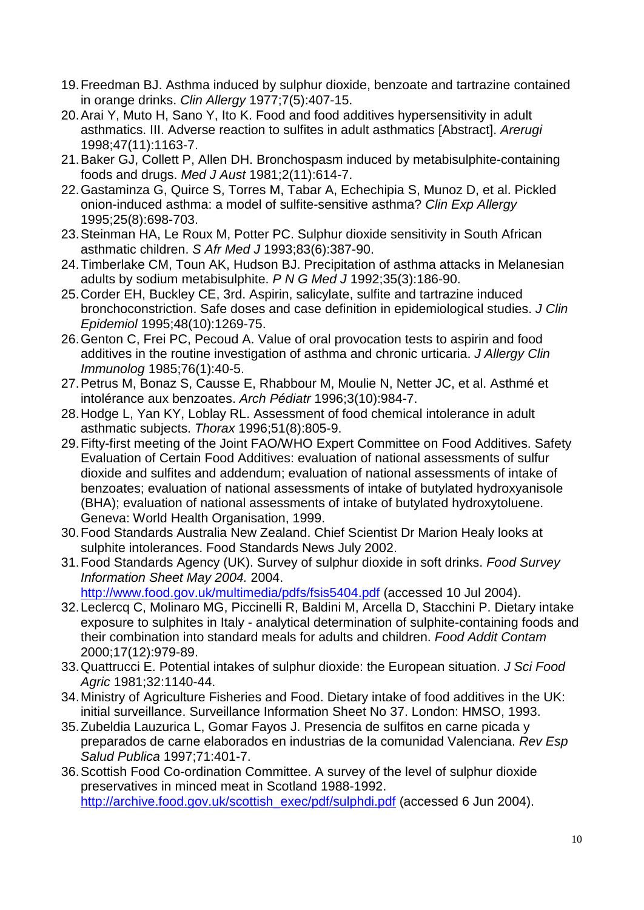19. Freedman BJ. Asthma induced by sulphur dioxide, benzoate and tartrazine contained in orange drinks. *Clin Allergy* 1977;7(5):407-15.
20. Arai Y, Muto H, Sano Y, Ito K. Food and food additives hypersensitivity in adult asthmatics. III. Adverse reaction to sulfites in adult asthmatics [Abstract]. *Arerugi* 1998;47(11):1163-7.
21. Baker GJ, Collett P, Allen DH. Bronchospasm induced by metabisulphite-containing foods and drugs. *Med J Aust* 1981;2(11):614-7.
22. Gastaminza G, Quirce S, Torres M, Tabar A, Echechipia S, Munoz D, et al. Pickled onion-induced asthma: a model of sulfite-sensitive asthma? *Clin Exp Allergy* 1995;25(8):698-703.
23. Steinman HA, Le Roux M, Potter PC. Sulphur dioxide sensitivity in South African asthmatic children. *S Afr Med J* 1993;83(6):387-90.
24. Timberlake CM, Toun AK, Hudson BJ. Precipitation of asthma attacks in Melanesian adults by sodium metabisulphite. *P N G Med J* 1992;35(3):186-90.
25. Corder EH, Buckley CE, 3rd. Aspirin, salicylate, sulfite and tartrazine induced bronchoconstriction. Safe doses and case definition in epidemiological studies. *J Clin Epidemiol* 1995;48(10):1269-75.
26. Genton C, Frei PC, Pecoud A. Value of oral provocation tests to aspirin and food additives in the routine investigation of asthma and chronic urticaria. *J Allergy Clin Immunolog* 1985;76(1):40-5.
27. Petrus M, Bonaz S, Causse E, Rhabbour M, Moulie N, Netter JC, et al. Asthmé et intolérance aux benzoates. *Arch Pédiatr* 1996;3(10):984-7.
28. Hodge L, Yan KY, Loblay RL. Assessment of food chemical intolerance in adult asthmatic subjects. *Thorax* 1996;51(8):805-9.
29. Fifty-first meeting of the Joint FAO/WHO Expert Committee on Food Additives. Safety Evaluation of Certain Food Additives: evaluation of national assessments of sulfur dioxide and sulfites and addendum; evaluation of national assessments of intake of benzoates; evaluation of national assessments of intake of butylated hydroxyanisole (BHA); evaluation of national assessments of intake of butylated hydroxytoluene. Geneva: World Health Organisation, 1999.
30. Food Standards Australia New Zealand. Chief Scientist Dr Marion Healy looks at sulphite intolerances. Food Standards News July 2002.
31. Food Standards Agency (UK). Survey of sulphur dioxide in soft drinks. *Food Survey Information Sheet May 2004.* 2004. http://www.food.gov.uk/multimedia/pdfs/fsis5404.pdf (accessed 10 Jul 2004).
32. Leclercq C, Molinaro MG, Piccinelli R, Baldini M, Arcella D, Stacchini P. Dietary intake exposure to sulphites in Italy - analytical determination of sulphite-containing foods and their combination into standard meals for adults and children. *Food Addit Contam* 2000;17(12):979-89.
33. Quattrucci E. Potential intakes of sulphur dioxide: the European situation. *J Sci Food Agric* 1981;32:1140-44.
34. Ministry of Agriculture Fisheries and Food. Dietary intake of food additives in the UK: initial surveillance. Surveillance Information Sheet No 37. London: HMSO, 1993.
35. Zubeldia Lauzurica L, Gomar Fayos J. Presencia de sulfitos en carne picada y preparados de carne elaborados en industrias de la comunidad Valenciana. *Rev Esp Salud Publica* 1997;71:401-7.
36. Scottish Food Co-ordination Committee. A survey of the level of sulphur dioxide preservatives in minced meat in Scotland 1988-1992. http://archive.food.gov.uk/scottish_exec/pdf/sulphdi.pdf (accessed 6 Jun 2004).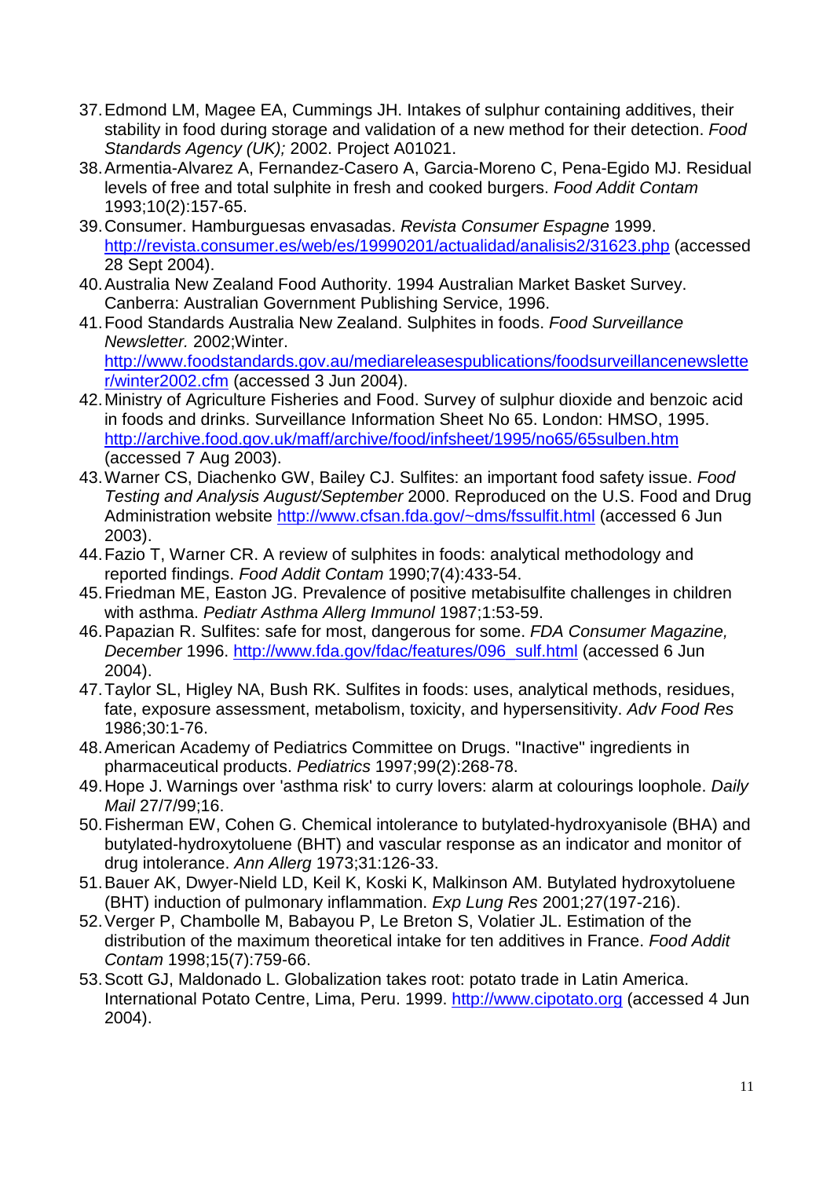37. Edmond LM, Magee EA, Cummings JH. Intakes of sulphur containing additives, their stability in food during storage and validation of a new method for their detection. *Food Standards Agency (UK);* 2002. Project A01021.
38. Armentia-Alvarez A, Fernandez-Casero A, Garcia-Moreno C, Pena-Egido MJ. Residual levels of free and total sulphite in fresh and cooked burgers. *Food Addit Contam* 1993;10(2):157-65.
39. Consumer. Hamburguesas envasadas. *Revista Consumer Espagne* 1999. http://revista.consumer.es/web/es/19990201/actualidad/analisis2/31623.php (accessed 28 Sept 2004).
40. Australia New Zealand Food Authority. 1994 Australian Market Basket Survey. Canberra: Australian Government Publishing Service, 1996.
41. Food Standards Australia New Zealand. Sulphites in foods. *Food Surveillance Newsletter.* 2002;Winter. http://www.foodstandards.gov.au/mediareleasespublications/foodsurveillancenewsletter/winter2002.cfm (accessed 3 Jun 2004).
42. Ministry of Agriculture Fisheries and Food. Survey of sulphur dioxide and benzoic acid in foods and drinks. Surveillance Information Sheet No 65. London: HMSO, 1995. http://archive.food.gov.uk/maff/archive/food/infsheet/1995/no65/65sulben.htm (accessed 7 Aug 2003).
43. Warner CS, Diachenko GW, Bailey CJ. Sulfites: an important food safety issue. *Food Testing and Analysis August/September* 2000. Reproduced on the U.S. Food and Drug Administration website http://www.cfsan.fda.gov/~dms/fssulfit.html (accessed 6 Jun 2003).
44. Fazio T, Warner CR. A review of sulphites in foods: analytical methodology and reported findings. *Food Addit Contam* 1990;7(4):433-54.
45. Friedman ME, Easton JG. Prevalence of positive metabisulfite challenges in children with asthma. *Pediatr Asthma Allerg Immunol* 1987;1:53-59.
46. Papazian R. Sulfites: safe for most, dangerous for some. *FDA Consumer Magazine, December* 1996. http://www.fda.gov/fdac/features/096_sulf.html (accessed 6 Jun 2004).
47. Taylor SL, Higley NA, Bush RK. Sulfites in foods: uses, analytical methods, residues, fate, exposure assessment, metabolism, toxicity, and hypersensitivity. *Adv Food Res* 1986;30:1-76.
48. American Academy of Pediatrics Committee on Drugs. "Inactive" ingredients in pharmaceutical products. *Pediatrics* 1997;99(2):268-78.
49. Hope J. Warnings over 'asthma risk' to curry lovers: alarm at colourings loophole. *Daily Mail* 27/7/99;16.
50. Fisherman EW, Cohen G. Chemical intolerance to butylated-hydroxyanisole (BHA) and butylated-hydroxytoluene (BHT) and vascular response as an indicator and monitor of drug intolerance. *Ann Allerg* 1973;31:126-33.
51. Bauer AK, Dwyer-Nield LD, Keil K, Koski K, Malkinson AM. Butylated hydroxytoluene (BHT) induction of pulmonary inflammation. *Exp Lung Res* 2001;27(197-216).
52. Verger P, Chambolle M, Babayou P, Le Breton S, Volatier JL. Estimation of the distribution of the maximum theoretical intake for ten additives in France. *Food Addit Contam* 1998;15(7):759-66.
53. Scott GJ, Maldonado L. Globalization takes root: potato trade in Latin America. International Potato Centre, Lima, Peru. 1999. http://www.cipotato.org (accessed 4 Jun 2004).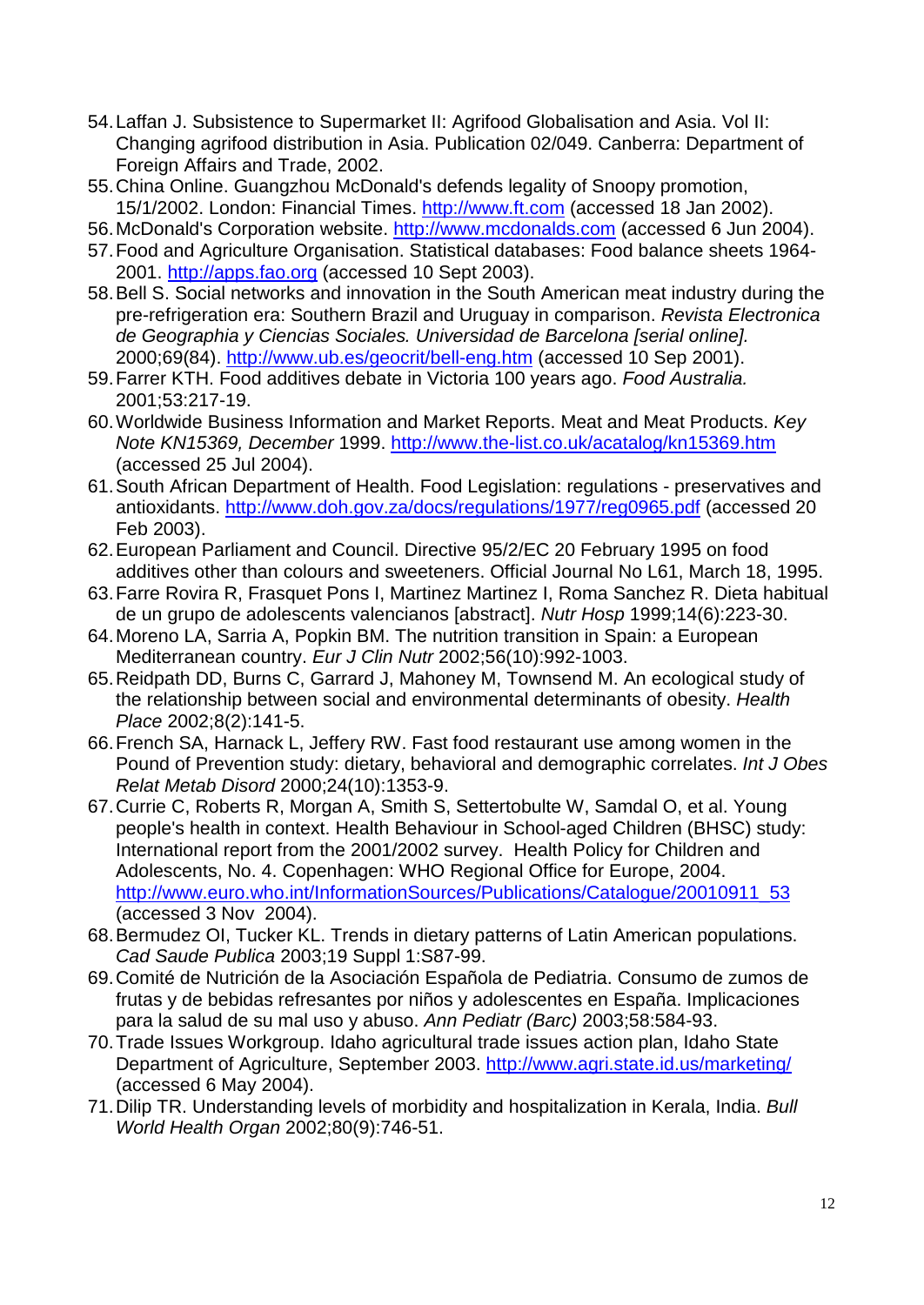54. Laffan J. Subsistence to Supermarket II: Agrifood Globalisation and Asia. Vol II: Changing agrifood distribution in Asia. Publication 02/049. Canberra: Department of Foreign Affairs and Trade, 2002.
55. China Online. Guangzhou McDonald's defends legality of Snoopy promotion, 15/1/2002. London: Financial Times. http://www.ft.com (accessed 18 Jan 2002).
56. McDonald's Corporation website. http://www.mcdonalds.com (accessed 6 Jun 2004).
57. Food and Agriculture Organisation. Statistical databases: Food balance sheets 1964-2001. http://apps.fao.org (accessed 10 Sept 2003).
58. Bell S. Social networks and innovation in the South American meat industry during the pre-refrigeration era: Southern Brazil and Uruguay in comparison. *Revista Electronica de Geographia y Ciencias Sociales. Universidad de Barcelona [serial online].* 2000;69(84). http://www.ub.es/geocrit/bell-eng.htm (accessed 10 Sep 2001).
59. Farrer KTH. Food additives debate in Victoria 100 years ago. *Food Australia.* 2001;53:217-19.
60. Worldwide Business Information and Market Reports. Meat and Meat Products. *Key Note KN15369, December* 1999. http://www.the-list.co.uk/acatalog/kn15369.htm (accessed 25 Jul 2004).
61. South African Department of Health. Food Legislation: regulations - preservatives and antioxidants. http://www.doh.gov.za/docs/regulations/1977/reg0965.pdf (accessed 20 Feb 2003).
62. European Parliament and Council. Directive 95/2/EC 20 February 1995 on food additives other than colours and sweeteners. Official Journal No L61, March 18, 1995.
63. Farre Rovira R, Frasquet Pons I, Martinez Martinez I, Roma Sanchez R. Dieta habitual de un grupo de adolescents valencianos [abstract]. *Nutr Hosp* 1999;14(6):223-30.
64. Moreno LA, Sarria A, Popkin BM. The nutrition transition in Spain: a European Mediterranean country. *Eur J Clin Nutr* 2002;56(10):992-1003.
65. Reidpath DD, Burns C, Garrard J, Mahoney M, Townsend M. An ecological study of the relationship between social and environmental determinants of obesity. *Health Place* 2002;8(2):141-5.
66. French SA, Harnack L, Jeffery RW. Fast food restaurant use among women in the Pound of Prevention study: dietary, behavioral and demographic correlates. *Int J Obes Relat Metab Disord* 2000;24(10):1353-9.
67. Currie C, Roberts R, Morgan A, Smith S, Settertobulte W, Samdal O, et al. Young people's health in context. Health Behaviour in School-aged Children (BHSC) study: International report from the 2001/2002 survey. Health Policy for Children and Adolescents, No. 4. Copenhagen: WHO Regional Office for Europe, 2004. http://www.euro.who.int/InformationSources/Publications/Catalogue/20010911_53 (accessed 3 Nov 2004).
68. Bermudez OI, Tucker KL. Trends in dietary patterns of Latin American populations. *Cad Saude Publica* 2003;19 Suppl 1:S87-99.
69. Comité de Nutrición de la Asociación Española de Pediatria. Consumo de zumos de frutas y de bebidas refresantes por niños y adolescentes en España. Implicaciones para la salud de su mal uso y abuso. *Ann Pediatr (Barc)* 2003;58:584-93.
70. Trade Issues Workgroup. Idaho agricultural trade issues action plan, Idaho State Department of Agriculture, September 2003. http://www.agri.state.id.us/marketing/ (accessed 6 May 2004).
71. Dilip TR. Understanding levels of morbidity and hospitalization in Kerala, India. *Bull World Health Organ* 2002;80(9):746-51.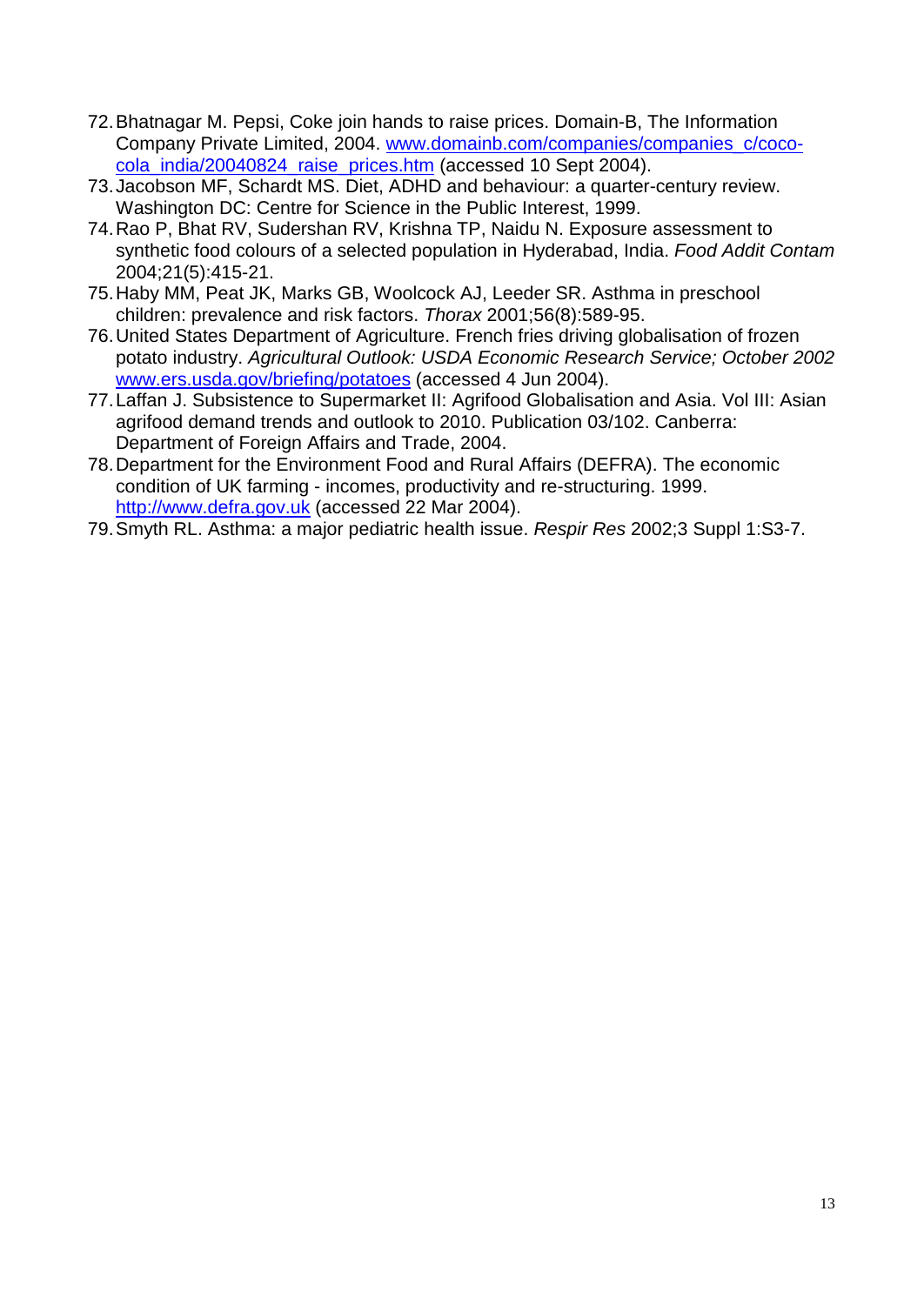72. Bhatnagar M. Pepsi, Coke join hands to raise prices. Domain-B, The Information Company Private Limited, 2004. [www.domainb.com/companies/companies_c/coco-cola_india/20040824_raise_prices.htm](www.domainb.com/companies/companies_c/coco-cola_india/20040824_raise_prices.htm) (accessed 10 Sept 2004).
73. Jacobson MF, Schardt MS. Diet, ADHD and behaviour: a quarter-century review. Washington DC: Centre for Science in the Public Interest, 1999.
74. Rao P, Bhat RV, Sudershan RV, Krishna TP, Naidu N. Exposure assessment to synthetic food colours of a selected population in Hyderabad, India. *Food Addit Contam* 2004;21(5):415-21.
75. Haby MM, Peat JK, Marks GB, Woolcock AJ, Leeder SR. Asthma in preschool children: prevalence and risk factors. *Thorax* 2001;56(8):589-95.
76. United States Department of Agriculture. French fries driving globalisation of frozen potato industry. *Agricultural Outlook: USDA Economic Research Service; October 2002* [www.ers.usda.gov/briefing/potatoes](www.ers.usda.gov/briefing/potatoes) (accessed 4 Jun 2004).
77. Laffan J. Subsistence to Supermarket II: Agrifood Globalisation and Asia. Vol III: Asian agrifood demand trends and outlook to 2010. Publication 03/102. Canberra: Department of Foreign Affairs and Trade, 2004.
78. Department for the Environment Food and Rural Affairs (DEFRA). The economic condition of UK farming - incomes, productivity and re-structuring. 1999. [http://www.defra.gov.uk](http://www.defra.gov.uk) (accessed 22 Mar 2004).
79. Smyth RL. Asthma: a major pediatric health issue. *Respir Res* 2002;3 Suppl 1:S3-7.